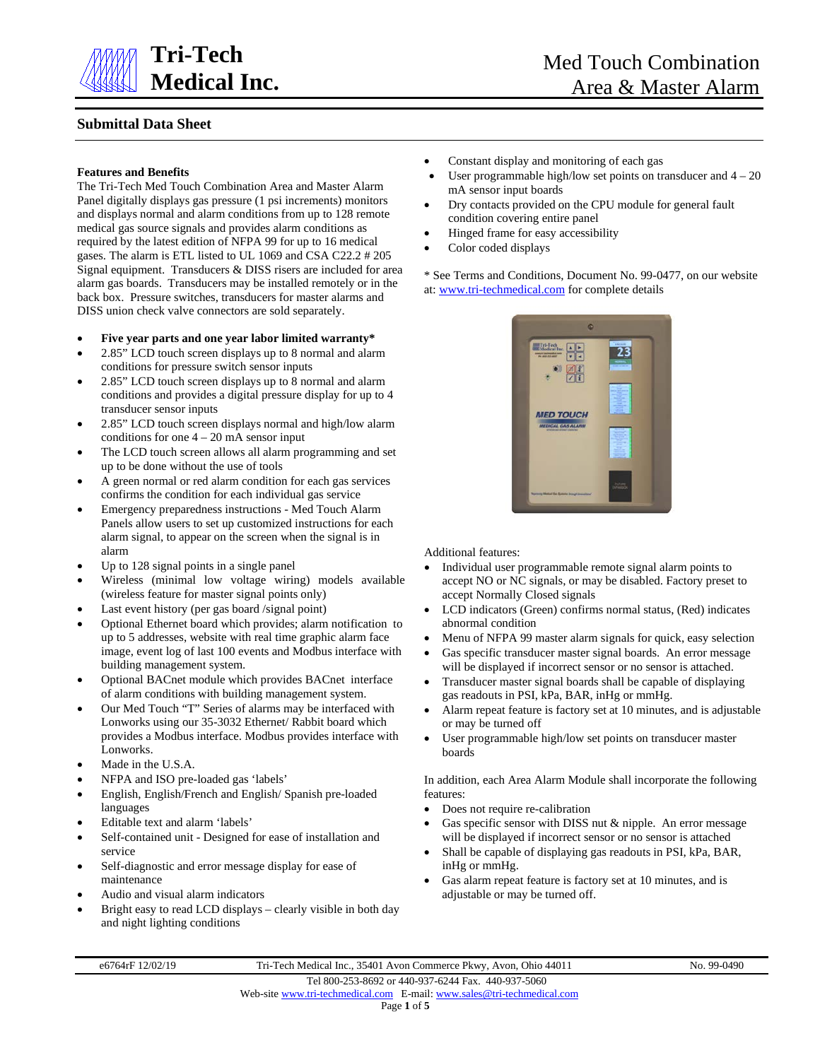# Tri-Tech Medical Inc.

# Med Touch Combination Area & Master Alarm

## Submittal Data Sheet

### Features and Benefits

The Tri-Tech Med Touch Combination Area and Master Alarm Panel digitally displays gas pressure (1 psi increments) monitors and displays normal and alarm conditions from up to 128 remote medical gas source signals and provides alarm conditions as required by the latest edition of NFPA 99 for up to 16 medical gases. The alarm is ETL listed to UL 1069 and CSA C22.2 # 205 Signal equipment. Transducers & DISS risers are included for area alarm gas boards. Transducers may be installed remotely or in the back box. Pressure switches, transducers for master alarms and DISS union check valve connectors are sold separately.

- **Five year parts and one year labor limited warranty***
- 2.85" LCD touch screen displays up to 8 normal and alarm conditions for pressure switch sensor inputs
- 2.85" LCD touch screen displays up to 8 normal and alarm conditions and provides a digital pressure display for up to 4 transducer sensor inputs
- 2.85" LCD touch screen displays normal and high/low alarm conditions for one 4 – 20 mA sensor input
- The LCD touch screen allows all alarm programming and set up to be done without the use of tools
- A green normal or red alarm condition for each gas services confirms the condition for each individual gas service
- Emergency preparedness instructions - Med Touch Alarm Panels allow users to set up customized instructions for each alarm signal, to appear on the screen when the signal is in alarm
- Up to 128 signal points in a single panel
- Wireless (minimal low voltage wiring) models available (wireless feature for master signal points only)
- Last event history (per gas board /signal point)
- Optional Ethernet board which provides; alarm notification to up to 5 addresses, website with real time graphic alarm face image, event log of last 100 events and Modbus interface with building management system.
- Optional BACnet module which provides BACnet interface of alarm conditions with building management system.
- Our Med Touch "T" Series of alarms may be interfaced with Lonworks using our 35-3032 Ethernet/ Rabbit board which provides a Modbus interface. Modbus provides interface with Lonworks.
- Made in the U.S.A.
- NFPA and ISO pre-loaded gas 'labels'
- English, English/French and English/ Spanish pre-loaded languages
- Editable text and alarm 'labels'
- Self-contained unit - Designed for ease of installation and service
- Self-diagnostic and error message display for ease of maintenance
- Audio and visual alarm indicators
- Bright easy to read LCD displays – clearly visible in both day and night lighting conditions
- Constant display and monitoring of each gas
- User programmable high/low set points on transducer and 4 – 20 mA sensor input boards
- Dry contacts provided on the CPU module for general fault condition covering entire panel
- Hinged frame for easy accessibility
- Color coded displays

\* See Terms and Conditions, Document No. 99-0477, on our website at: www.tri-techmedical.com for complete details

Additional features:

- Individual user programmable remote signal alarm points to accept NO or NC signals, or may be disabled. Factory preset to accept Normally Closed signals
- LCD indicators (Green) confirms normal status, (Red) indicates abnormal condition
- Menu of NFPA 99 master alarm signals for quick, easy selection
- Gas specific transducer master signal boards. An error message will be displayed if incorrect sensor or no sensor is attached.
- Transducer master signal boards shall be capable of displaying gas readouts in PSI, kPa, BAR, inHg or mmHg.
- Alarm repeat feature is factory set at 10 minutes, and is adjustable or may be turned off
- User programmable high/low set points on transducer master boards

In addition, each Area Alarm Module shall incorporate the following features:

- Does not require re-calibration
- Gas specific sensor with DISS nut & nipple. An error message will be displayed if incorrect sensor or no sensor is attached
- Shall be capable of displaying gas readouts in PSI, kPa, BAR, inHg or mmHg.
- Gas alarm repeat feature is factory set at 10 minutes, and is adjustable or may be turned off.

e6764rF 12/02/19 Tri-Tech Medical Inc., 35401 Avon Commerce Pkwy, Avon, Ohio 44011 No. 99-0490
Tel 800-253-8692 or 440-937-6244 Fax. 440-937-5060
Web-site www.tri-techmedical.com E-mail: www.sales@tri-techmedical.com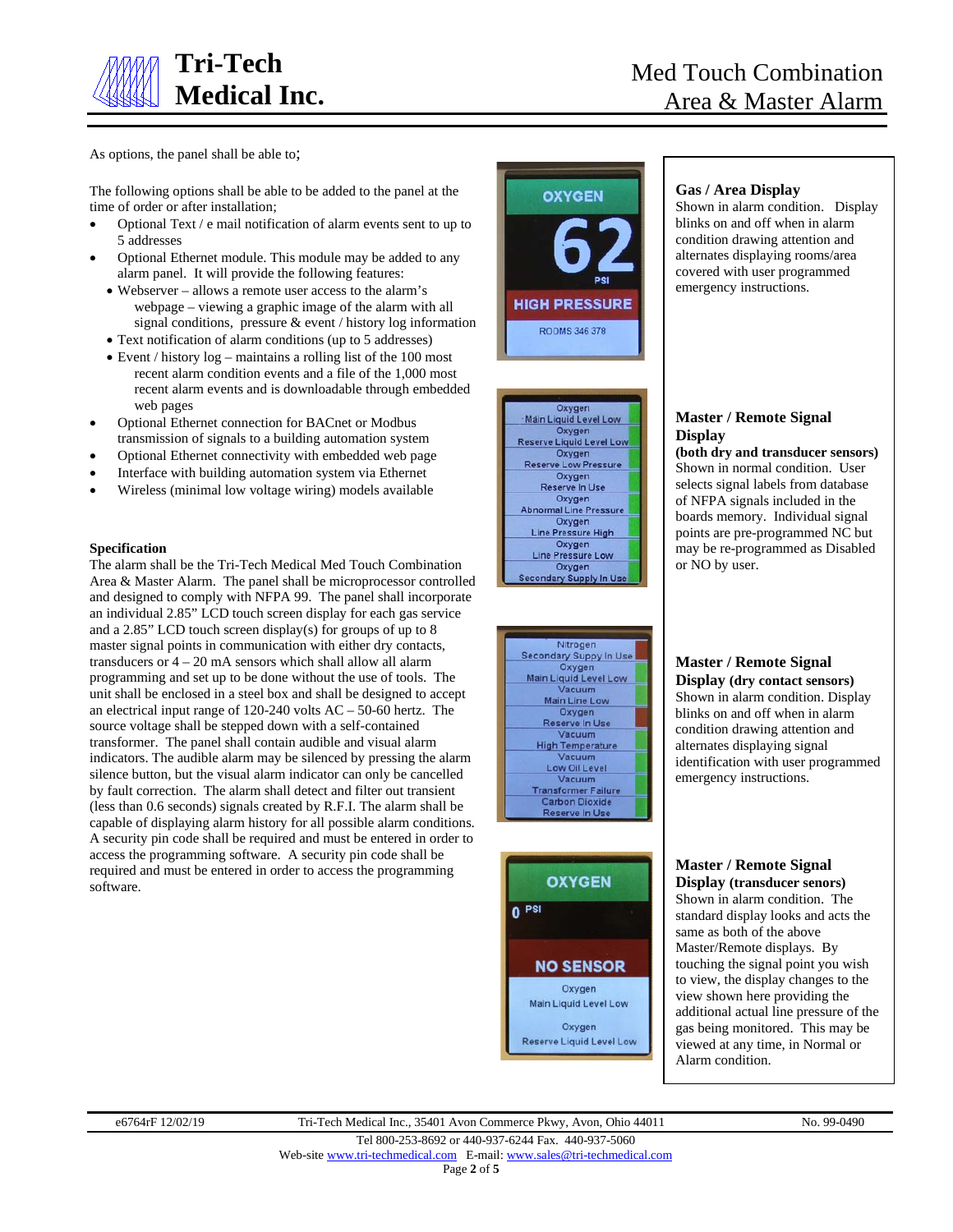As options, the panel shall be able to;

The following options shall be able to be added to the panel at the time of order or after installation;

- Optional Text / e mail notification of alarm events sent to up to 5 addresses
- Optional Ethernet module. This module may be added to any alarm panel. It will provide the following features:
  - Webserver – allows a remote user access to the alarm's webpage – viewing a graphic image of the alarm with all signal conditions, pressure & event / history log information
  - Text notification of alarm conditions (up to 5 addresses)
  - Event / history log – maintains a rolling list of the 100 most recent alarm condition events and a file of the 1,000 most recent alarm events and is downloadable through embedded web pages
- Optional Ethernet connection for BACnet or Modbus transmission of signals to a building automation system
- Optional Ethernet connectivity with embedded web page
- Interface with building automation system via Ethernet
- Wireless (minimal low voltage wiring) models available

**Specification**

The alarm shall be the Tri-Tech Medical Med Touch Combination Area & Master Alarm. The panel shall be microprocessor controlled and designed to comply with NFPA 99. The panel shall incorporate an individual 2.85" LCD touch screen display for each gas service and a 2.85" LCD touch screen display(s) for groups of up to 8 master signal points in communication with either dry contacts, transducers or 4 – 20 mA sensors which shall allow all alarm programming and set up to be done without the use of tools. The unit shall be enclosed in a steel box and shall be designed to accept an electrical input range of 120-240 volts AC – 50-60 hertz. The source voltage shall be stepped down with a self-contained transformer. The panel shall contain audible and visual alarm indicators. The audible alarm may be silenced by pressing the alarm silence button, but the visual alarm indicator can only be cancelled by fault correction. The alarm shall detect and filter out transient (less than 0.6 seconds) signals created by R.F.I. The alarm shall be capable of displaying alarm history for all possible alarm conditions. A security pin code shall be required and must be entered in order to access the programming software. A security pin code shall be required and must be entered in order to access the programming software.

OXYGEN
62
PSI
HIGH PRESSURE
ROOMS 346 378

**Gas / Area Display**
Shown in alarm condition. Display blinks on and off when in alarm condition drawing attention and alternates displaying rooms/area covered with user programmed emergency instructions.

Oxygen
Main Liquid Level Low
Oxygen
Reserve Liquid Level Low
Oxygen
Reserve Low Pressure
Oxygen
Reserve In Use
Oxygen
Abnormal Line Pressure
Oxygen
Line Pressure High
Oxygen
Line Pressure Low
Oxygen
Secondary Supply In Use

**Master / Remote Signal Display**
**(both dry and transducer sensors)**
Shown in normal condition. User selects signal labels from database of NFPA signals included in the boards memory. Individual signal points are pre-programmed NC but may be re-programmed as Disabled or NO by user.

Nitrogen
Secondary Suppy In Use
Oxygen
Main Liquid Level Low
Vacuum
Main Line Low
Oxygen
Reserve in Use
Vacuum
High Temperature
Vacuum
Low Oil Level
Vacuum
Transformer Failure
Carbon Dioxide
Reserve In Use

**Master / Remote Signal Display (dry contact sensors)**
Shown in alarm condition. Display blinks on and off when in alarm condition drawing attention and alternates displaying signal identification with user programmed emergency instructions.

OXYGEN
0 PSI
NO SENSOR
Oxygen
Main Liquid Level Low
Oxygen
Reserve Liquid Level Low

**Master / Remote Signal Display (transducer senors)**
Shown in alarm condition. The standard display looks and acts the same as both of the above Master/Remote displays. By touching the signal point you wish to view, the display changes to the view shown here providing the additional actual line pressure of the gas being monitored. This may be viewed at any time, in Normal or Alarm condition.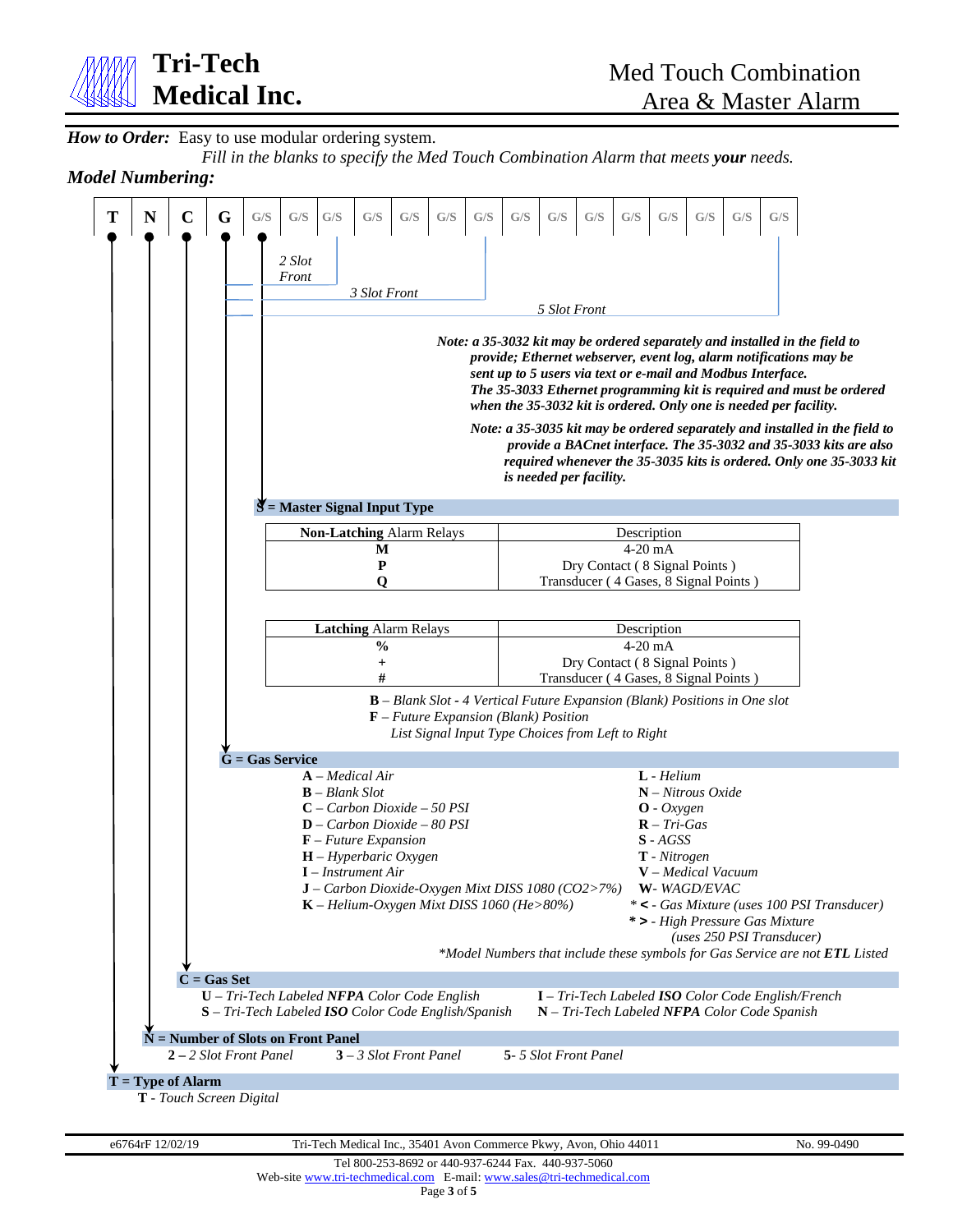# Tri-Tech Medical Inc.

## Med Touch Combination Area & Master Alarm

***How to Order:*** Easy to use modular ordering system.

*Fill in the blanks to specify the Med Touch Combination Alarm that meets **your** needs.*

***Model Numbering:***

| T | N | C | G | G/S | G/S | G/S | G/S | G/S | G/S | G/S | G/S | G/S | G/S | G/S | G/S | G/S | G/S | G/S |
|---|---|---|---|---|---|---|---|---|---|---|---|---|---|---|---|---|---|---|

*2 Slot Front* — *3 Slot Front* — *5 Slot Front*

***Note: a 35-3032 kit may be ordered separately and installed in the field to provide; Ethernet webserver, event log, alarm notifications may be sent up to 5 users via text or e-mail and Modbus Interface. The 35-3033 Ethernet programming kit is required and must be ordered when the 35-3032 kit is ordered. Only one is needed per facility.***

***Note: a 35-3035 kit may be ordered separately and installed in the field to provide a BACnet interface. The 35-3032 and 35-3033 kits are also required whenever the 35-3035 kits is ordered. Only one 35-3033 kit is needed per facility.***

### S = Master Signal Input Type

| **Non-Latching** Alarm Relays | Description |
|---|---|
| **M** | 4-20 mA |
| **P** | Dry Contact ( 8 Signal Points ) |
| **Q** | Transducer ( 4 Gases, 8 Signal Points ) |

| **Latching** Alarm Relays | Description |
|---|---|
| **%** | 4-20 mA |
| **+** | Dry Contact ( 8 Signal Points ) |
| **#** | Transducer ( 4 Gases, 8 Signal Points ) |

**B** – *Blank Slot - 4 Vertical Future Expansion (Blank) Positions in One slot*
**F** – *Future Expansion (Blank) Position*
*List Signal Input Type Choices from Left to Right*

### G = Gas Service

- **A** – *Medical Air*
- **B** – *Blank Slot*
- **C** – *Carbon Dioxide – 50 PSI*
- **D** – *Carbon Dioxide – 80 PSI*
- **F** – *Future Expansion*
- **H** – *Hyperbaric Oxygen*
- **I** – *Instrument Air*
- **J** – *Carbon Dioxide-Oxygen Mixt DISS 1080 (CO2>7%)*
- **K** – *Helium-Oxygen Mixt DISS 1060 (He>80%)*
- **L** - *Helium*
- **N** – *Nitrous Oxide*
- **O** - *Oxygen*
- **R** – *Tri-Gas*
- **S** - *AGSS*
- **T** - *Nitrogen*
- **V** – *Medical Vacuum*
- **W**- *WAGD/EVAC*
- *** <** - *Gas Mixture (uses 100 PSI Transducer)*
- *** >** - *High Pressure Gas Mixture (uses 250 PSI Transducer)*

**Model Numbers that include these symbols for Gas Service are not **ETL** Listed*

### C = Gas Set

- **U** – *Tri-Tech Labeled **NFPA** Color Code English*
- **S** – *Tri-Tech Labeled **ISO** Color Code English/Spanish*
- **I** – *Tri-Tech Labeled **ISO** Color Code English/French*
- **N** – *Tri-Tech Labeled **NFPA** Color Code Spanish*

### N = Number of Slots on Front Panel

**2 –** *2 Slot Front Panel* **3 –** *3 Slot Front Panel* **5-** *5 Slot Front Panel*

### T = Type of Alarm

**T** - *Touch Screen Digital*

e6764rF 12/02/19 Tri-Tech Medical Inc., 35401 Avon Commerce Pkwy, Avon, Ohio 44011 No. 99-0490

Tel 800-253-8692 or 440-937-6244 Fax. 440-937-5060
Web-site www.tri-techmedical.com E-mail: www.sales@tri-techmedical.com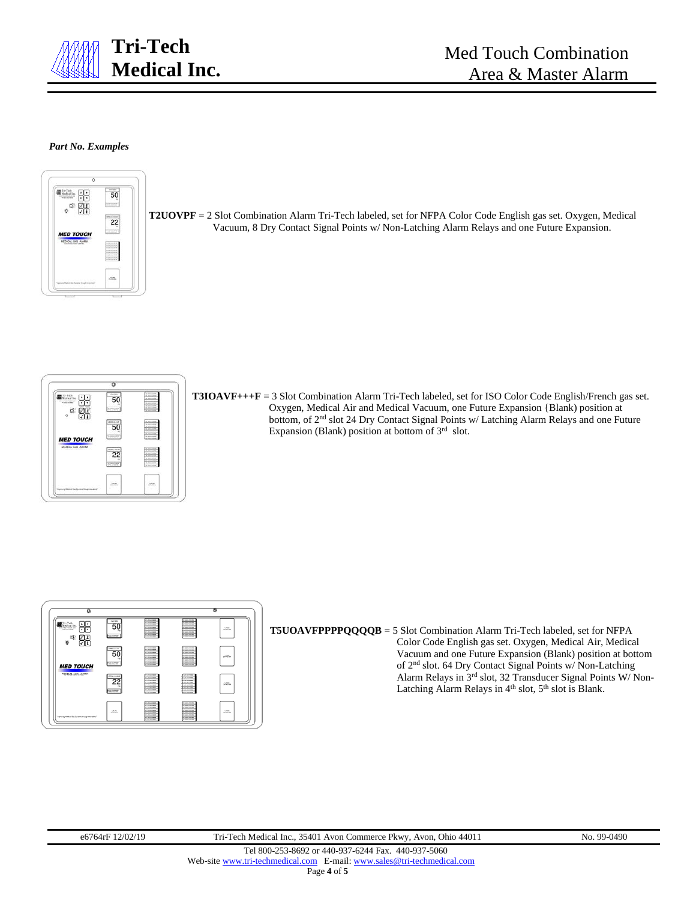*Part No. Examples*

**T2UOVPF** = 2 Slot Combination Alarm Tri-Tech labeled, set for NFPA Color Code English gas set. Oxygen, Medical Vacuum, 8 Dry Contact Signal Points w/ Non-Latching Alarm Relays and one Future Expansion.

**T3IOAVF+++F** = 3 Slot Combination Alarm Tri-Tech labeled, set for ISO Color Code English/French gas set. Oxygen, Medical Air and Medical Vacuum, one Future Expansion {Blank) position at bottom, of 2nd slot 24 Dry Contact Signal Points w/ Latching Alarm Relays and one Future Expansion (Blank) position at bottom of 3rd slot.

**T5UOAVFPPPPQQQQB** = 5 Slot Combination Alarm Tri-Tech labeled, set for NFPA Color Code English gas set. Oxygen, Medical Air, Medical Vacuum and one Future Expansion (Blank) position at bottom of 2nd slot. 64 Dry Contact Signal Points w/ Non-Latching Alarm Relays in 3rd slot, 32 Transducer Signal Points W/ Non-Latching Alarm Relays in 4th slot, 5th slot is Blank.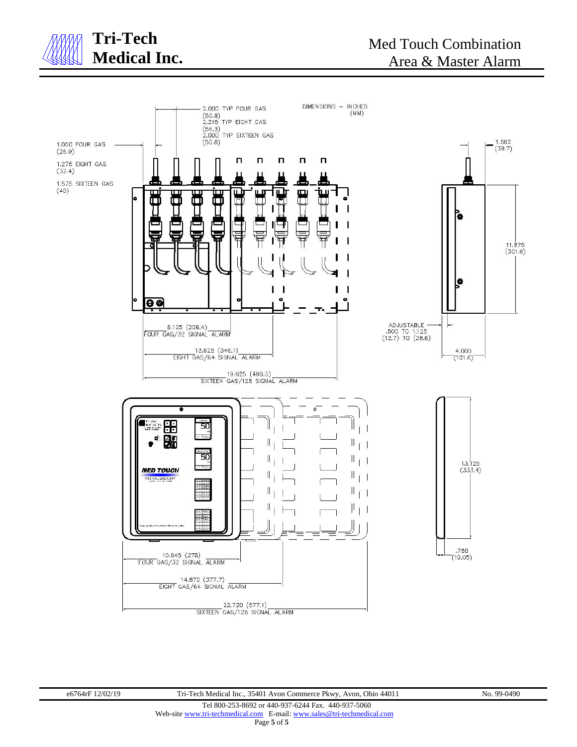# Tri-Tech Medical Inc.

## Med Touch Combination Area & Master Alarm

DIMENSIONS – INCHES (MM)

2.000 TYP FOUR GAS (50.8)
2.215 TYP EIGHT GAS (56.3)
2.000 TYP SIXTEEN GAS (50.8)

1.060 FOUR GAS (26.9)
1.275 EIGHT GAS (32.4)
1.575 SIXTEEN GAS (40)

1.562 (39.7)

11.875 (301.6)

ADJUSTABLE .500 TO 1.125 (12.7) TO (28.6)

4.000 (101.6)

8.125 (206.4) FOUR GAS/32 SIGNAL ALARM

13.625 (346.1) EIGHT GAS/64 SIGNAL ALARM

19.625 (498.5) SIXTEEN GAS/128 SIGNAL ALARM

13.125 (333.4)

.750 (19.05)

10.945 (278) FOUR GAS/32 SIGNAL ALARM

14.870 (377.7) EIGHT GAS/64 SIGNAL ALARM

22.720 (577.1) SIXTEEN GAS/128 SIGNAL ALARM

e6764rF 12/02/19 Tri-Tech Medical Inc., 35401 Avon Commerce Pkwy, Avon, Ohio 44011 No. 99-0490

Tel 800-253-8692 or 440-937-6244 Fax. 440-937-5060
Web-site www.tri-techmedical.com E-mail: www.sales@tri-techmedical.com